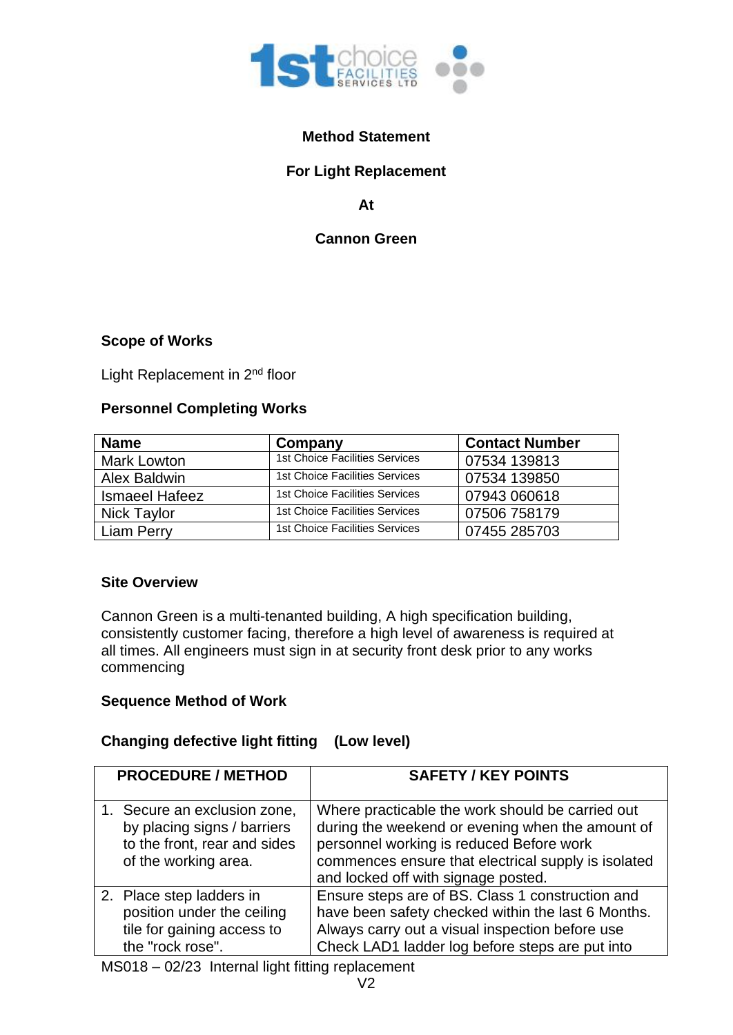**Method Statement**

**For Light Replacement**

**At**

**Cannon Green**

## Scope of Works

Light Replacement in 2nd floor

## Personnel Completing Works

| Name | Company | Contact Number |
|---|---|---|
| Mark Lowton | 1st Choice Facilities Services | 07534 139813 |
| Alex Baldwin | 1st Choice Facilities Services | 07534 139850 |
| Ismaeel Hafeez | 1st Choice Facilities Services | 07943 060618 |
| Nick Taylor | 1st Choice Facilities Services | 07506 758179 |
| Liam Perry | 1st Choice Facilities Services | 07455 285703 |

## Site Overview

Cannon Green is a multi-tenanted building, A high specification building, consistently customer facing, therefore a high level of awareness is required at all times. All engineers must sign in at security front desk prior to any works commencing

## Sequence Method of Work

### Changing defective light fitting (Low level)

| PROCEDURE / METHOD | SAFETY / KEY POINTS |
|---|---|
| 1. Secure an exclusion zone, by placing signs / barriers to the front, rear and sides of the working area. | Where practicable the work should be carried out during the weekend or evening when the amount of personnel working is reduced Before work commences ensure that electrical supply is isolated and locked off with signage posted. |
| 2. Place step ladders in position under the ceiling tile for gaining access to the "rock rose". | Ensure steps are of BS. Class 1 construction and have been safety checked within the last 6 Months. Always carry out a visual inspection before use Check LAD1 ladder log before steps are put into |

MS018 – 02/23 Internal light fitting replacement
V2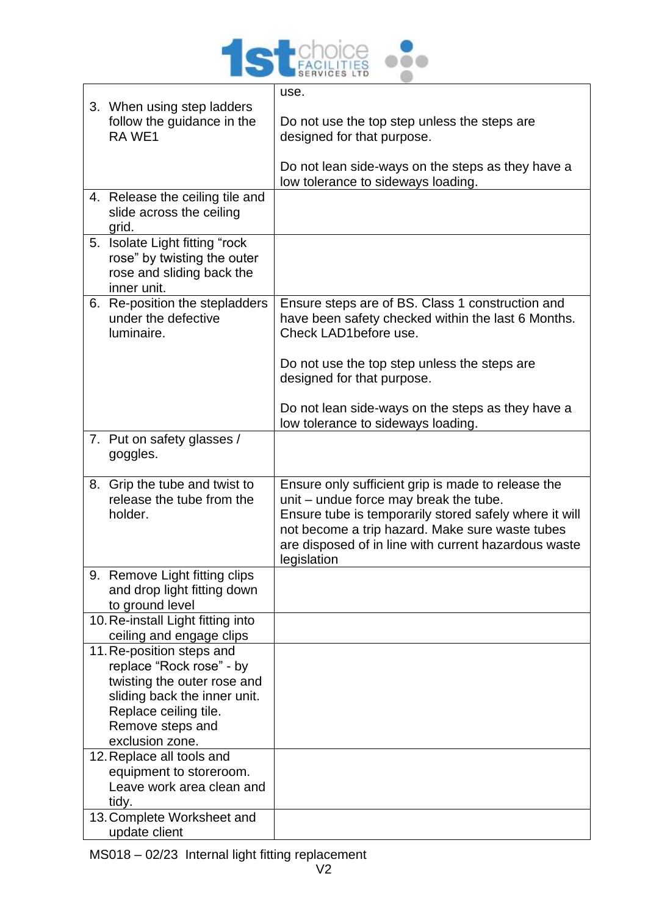| | use.<br><br>Do not use the top step unless the steps are designed for that purpose.<br><br>Do not lean side-ways on the steps as they have a low tolerance to sideways loading. |
|---|---|
| 3. When using step ladders follow the guidance in the RA WE1 | |
| 4. Release the ceiling tile and slide across the ceiling grid. | |
| 5. Isolate Light fitting “rock rose” by twisting the outer rose and sliding back the inner unit. | |
| 6. Re-position the stepladders under the defective luminaire. | Ensure steps are of BS. Class 1 construction and have been safety checked within the last 6 Months. Check LAD1before use.<br><br>Do not use the top step unless the steps are designed for that purpose.<br><br>Do not lean side-ways on the steps as they have a low tolerance to sideways loading. |
| 7. Put on safety glasses / goggles. | |
| 8. Grip the tube and twist to release the tube from the holder. | Ensure only sufficient grip is made to release the unit – undue force may break the tube.<br>Ensure tube is temporarily stored safely where it will not become a trip hazard. Make sure waste tubes are disposed of in line with current hazardous waste legislation |
| 9. Remove Light fitting clips and drop light fitting down to ground level | |
| 10. Re-install Light fitting into ceiling and engage clips | |
| 11. Re-position steps and replace “Rock rose” - by twisting the outer rose and sliding back the inner unit. Replace ceiling tile. Remove steps and exclusion zone. | |
| 12. Replace all tools and equipment to storeroom. Leave work area clean and tidy. | |
| 13. Complete Worksheet and update client | |

MS018 – 02/23 Internal light fitting replacement
V2